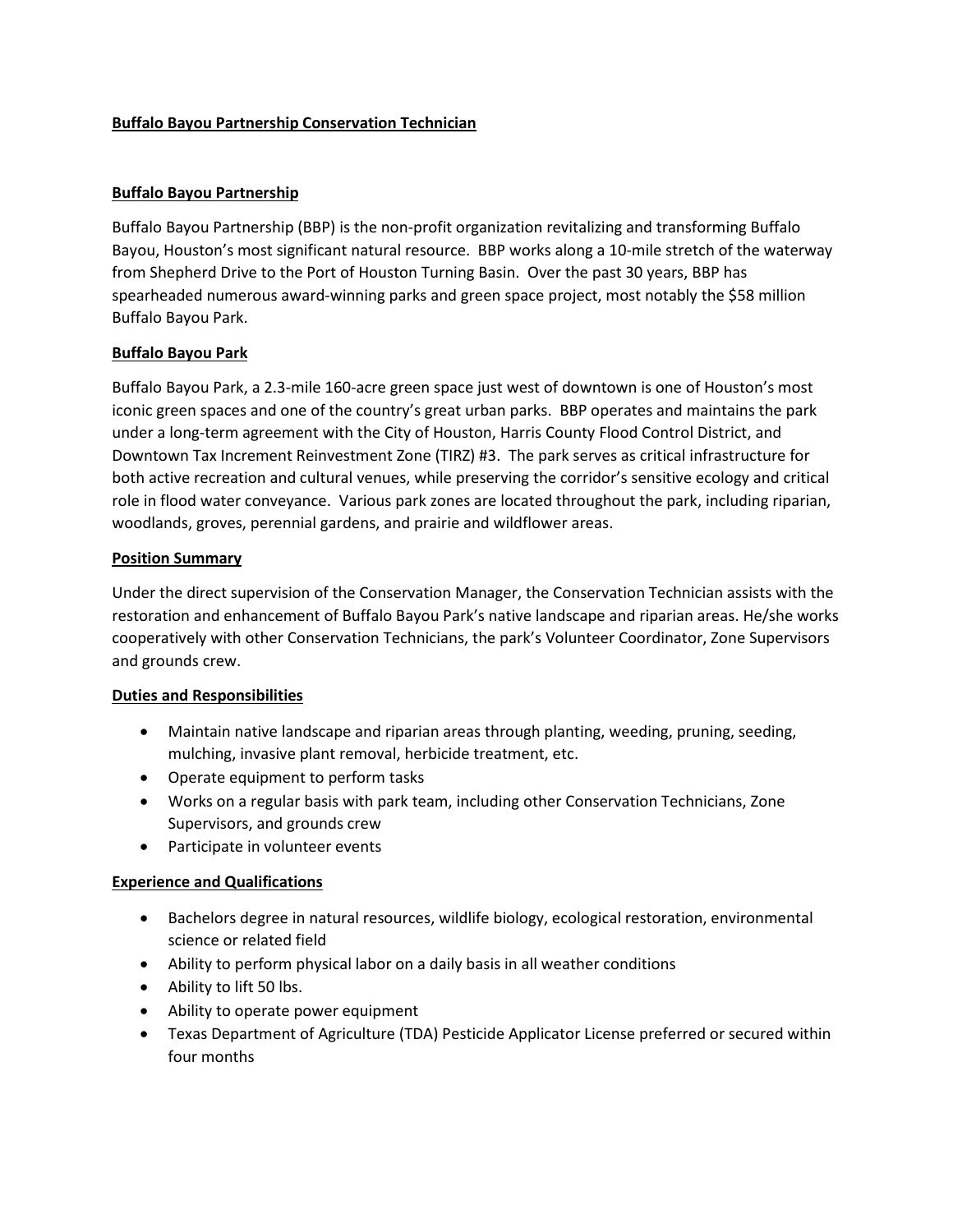# Buffalo Bayou Partnership Conservation Technician

## Buffalo Bayou Partnership

Buffalo Bayou Partnership (BBP) is the non-profit organization revitalizing and transforming Buffalo Bayou, Houston's most significant natural resource. BBP works along a 10-mile stretch of the waterway from Shepherd Drive to the Port of Houston Turning Basin. Over the past 30 years, BBP has spearheaded numerous award-winning parks and green space project, most notably the $58 million Buffalo Bayou Park.

## Buffalo Bayou Park

Buffalo Bayou Park, a 2.3-mile 160-acre green space just west of downtown is one of Houston's most iconic green spaces and one of the country's great urban parks. BBP operates and maintains the park under a long-term agreement with the City of Houston, Harris County Flood Control District, and Downtown Tax Increment Reinvestment Zone (TIRZ) #3. The park serves as critical infrastructure for both active recreation and cultural venues, while preserving the corridor's sensitive ecology and critical role in flood water conveyance. Various park zones are located throughout the park, including riparian, woodlands, groves, perennial gardens, and prairie and wildflower areas.

## Position Summary

Under the direct supervision of the Conservation Manager, the Conservation Technician assists with the restoration and enhancement of Buffalo Bayou Park's native landscape and riparian areas. He/she works cooperatively with other Conservation Technicians, the park's Volunteer Coordinator, Zone Supervisors and grounds crew.

## Duties and Responsibilities

- Maintain native landscape and riparian areas through planting, weeding, pruning, seeding, mulching, invasive plant removal, herbicide treatment, etc.
- Operate equipment to perform tasks
- Works on a regular basis with park team, including other Conservation Technicians, Zone Supervisors, and grounds crew
- Participate in volunteer events

## Experience and Qualifications

- Bachelors degree in natural resources, wildlife biology, ecological restoration, environmental science or related field
- Ability to perform physical labor on a daily basis in all weather conditions
- Ability to lift 50 lbs.
- Ability to operate power equipment
- Texas Department of Agriculture (TDA) Pesticide Applicator License preferred or secured within four months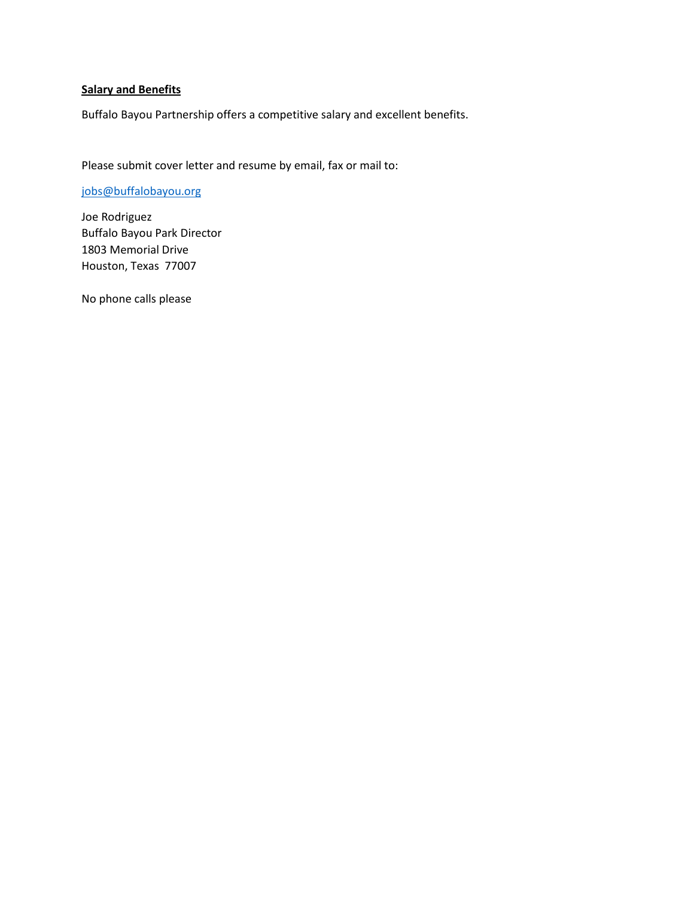**Salary and Benefits**

Buffalo Bayou Partnership offers a competitive salary and excellent benefits.

Please submit cover letter and resume by email, fax or mail to:

jobs@buffalobayou.org

Joe Rodriguez
Buffalo Bayou Park Director
1803 Memorial Drive
Houston, Texas 77007

No phone calls please